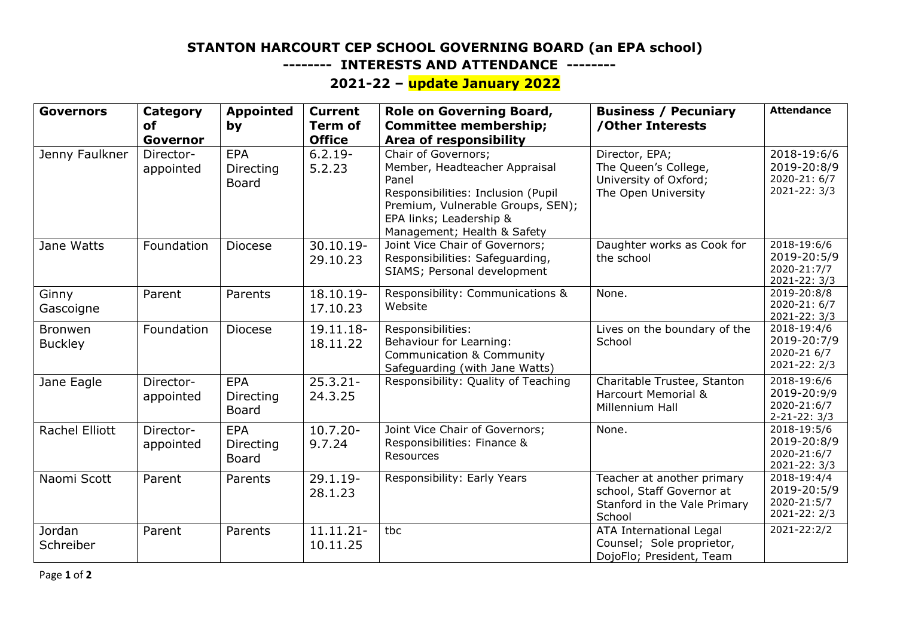# STANTON HARCOURT CEP SCHOOL GOVERNING BOARD (an EPA school)

## -------- INTERESTS AND ATTENDANCE --------

## 2021-22 – update January 2022

| Governors | Category of Governor | Appointed by | Current Term of Office | Role on Governing Board, Committee membership; Area of responsibility | Business / Pecuniary /Other Interests | Attendance |
|---|---|---|---|---|---|---|
| Jenny Faulkner | Director-appointed | EPA Directing Board | 6.2.19-5.2.23 | Chair of Governors; Member, Headteacher Appraisal Panel Responsibilities: Inclusion (Pupil Premium, Vulnerable Groups, SEN); EPA links; Leadership & Management; Health & Safety | Director, EPA; The Queen's College, University of Oxford; The Open University | 2018-19:6/6 2019-20:8/9 2020-21: 6/7 2021-22: 3/3 |
| Jane Watts | Foundation | Diocese | 30.10.19-29.10.23 | Joint Vice Chair of Governors; Responsibilities: Safeguarding, SIAMS; Personal development | Daughter works as Cook for the school | 2018-19:6/6 2019-20:5/9 2020-21:7/7 2021-22: 3/3 |
| Ginny Gascoigne | Parent | Parents | 18.10.19-17.10.23 | Responsibility: Communications & Website | None. | 2019-20:8/8 2020-21: 6/7 2021-22: 3/3 |
| Bronwen Buckley | Foundation | Diocese | 19.11.18-18.11.22 | Responsibilities: Behaviour for Learning: Communication & Community Safeguarding (with Jane Watts) | Lives on the boundary of the School | 2018-19:4/6 2019-20:7/9 2020-21 6/7 2021-22: 2/3 |
| Jane Eagle | Director-appointed | EPA Directing Board | 25.3.21-24.3.25 | Responsibility: Quality of Teaching | Charitable Trustee, Stanton Harcourt Memorial & Millennium Hall | 2018-19:6/6 2019-20:9/9 2020-21:6/7 2-21-22: 3/3 |
| Rachel Elliott | Director-appointed | EPA Directing Board | 10.7.20-9.7.24 | Joint Vice Chair of Governors; Responsibilities: Finance & Resources | None. | 2018-19:5/6 2019-20:8/9 2020-21:6/7 2021-22: 3/3 |
| Naomi Scott | Parent | Parents | 29.1.19-28.1.23 | Responsibility: Early Years | Teacher at another primary school, Staff Governor at Stanford in the Vale Primary School | 2018-19:4/4 2019-20:5/9 2020-21:5/7 2021-22: 2/3 |
| Jordan Schreiber | Parent | Parents | 11.11.21-10.11.25 | tbc | ATA International Legal Counsel; Sole proprietor, DojoFlo; President, Team | 2021-22:2/2 |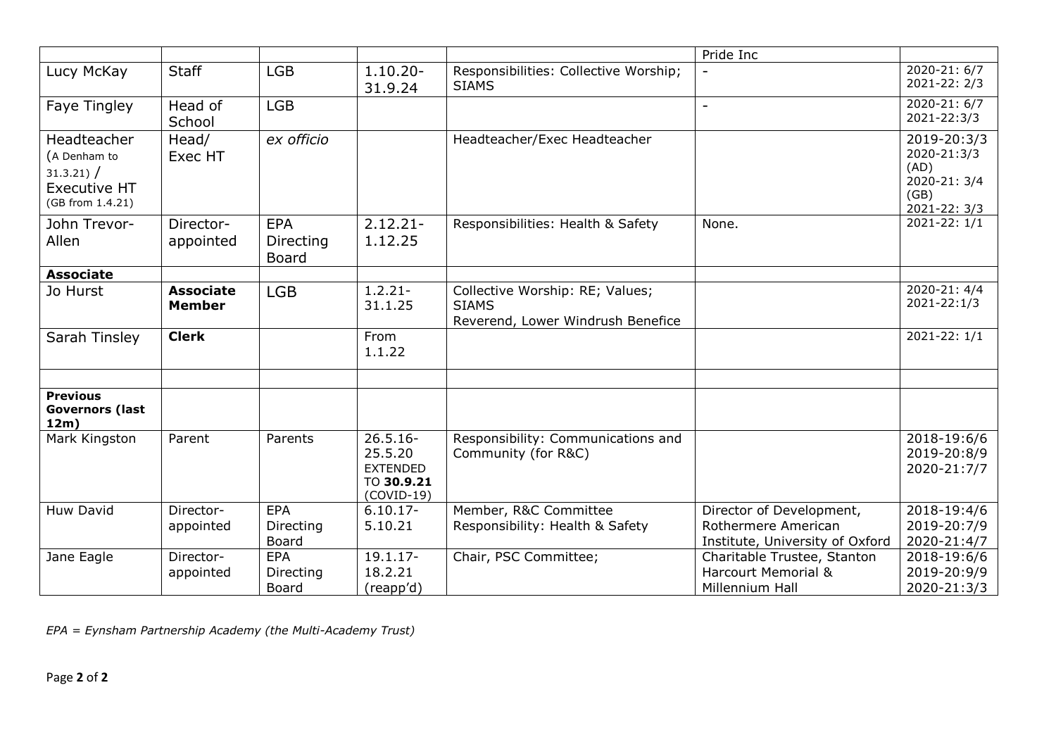| | | | | | | |
|---|---|---|---|---|---|---|
| | | | | | Pride Inc | |
| Lucy McKay | Staff | LGB | 1.10.20-31.9.24 | Responsibilities: Collective Worship; SIAMS | - | 2020-21: 6/7<br>2021-22: 2/3 |
| Faye Tingley | Head of School | LGB | | | - | 2020-21: 6/7<br>2021-22:3/3 |
| Headteacher (A Denham to 31.3.21) / Executive HT (GB from 1.4.21) | Head/ Exec HT | *ex officio* | | Headteacher/Exec Headteacher | | 2019-20:3/3<br>2020-21:3/3 (AD)<br>2020-21: 3/4 (GB)<br>2021-22: 3/3 |
| John Trevor-Allen | Director-appointed | EPA Directing Board | 2.12.21-1.12.25 | Responsibilities: Health & Safety | None. | 2021-22: 1/1 |
| **Associate** | | | | | | |
| Jo Hurst | **Associate Member** | LGB | 1.2.21-31.1.25 | Collective Worship: RE; Values; SIAMS<br>Reverend, Lower Windrush Benefice | | 2020-21: 4/4<br>2021-22:1/3 |
| Sarah Tinsley | **Clerk** | | From 1.1.22 | | | 2021-22: 1/1 |
| | | | | | | |
| **Previous Governors (last 12m)** | | | | | | |
| Mark Kingston | Parent | Parents | 26.5.16-25.5.20 EXTENDED TO **30.9.21** (COVID-19) | Responsibility: Communications and Community (for R&C) | | 2018-19:6/6<br>2019-20:8/9<br>2020-21:7/7 |
| Huw David | Director-appointed | EPA Directing Board | 6.10.17-5.10.21 | Member, R&C Committee<br>Responsibility: Health & Safety | Director of Development, Rothermere American Institute, University of Oxford | 2018-19:4/6<br>2019-20:7/9<br>2020-21:4/7 |
| Jane Eagle | Director-appointed | EPA Directing Board | 19.1.17-18.2.21 (reapp'd) | Chair, PSC Committee; | Charitable Trustee, Stanton Harcourt Memorial & Millennium Hall | 2018-19:6/6<br>2019-20:9/9<br>2020-21:3/3 |

*EPA = Eynsham Partnership Academy (the Multi-Academy Trust)*